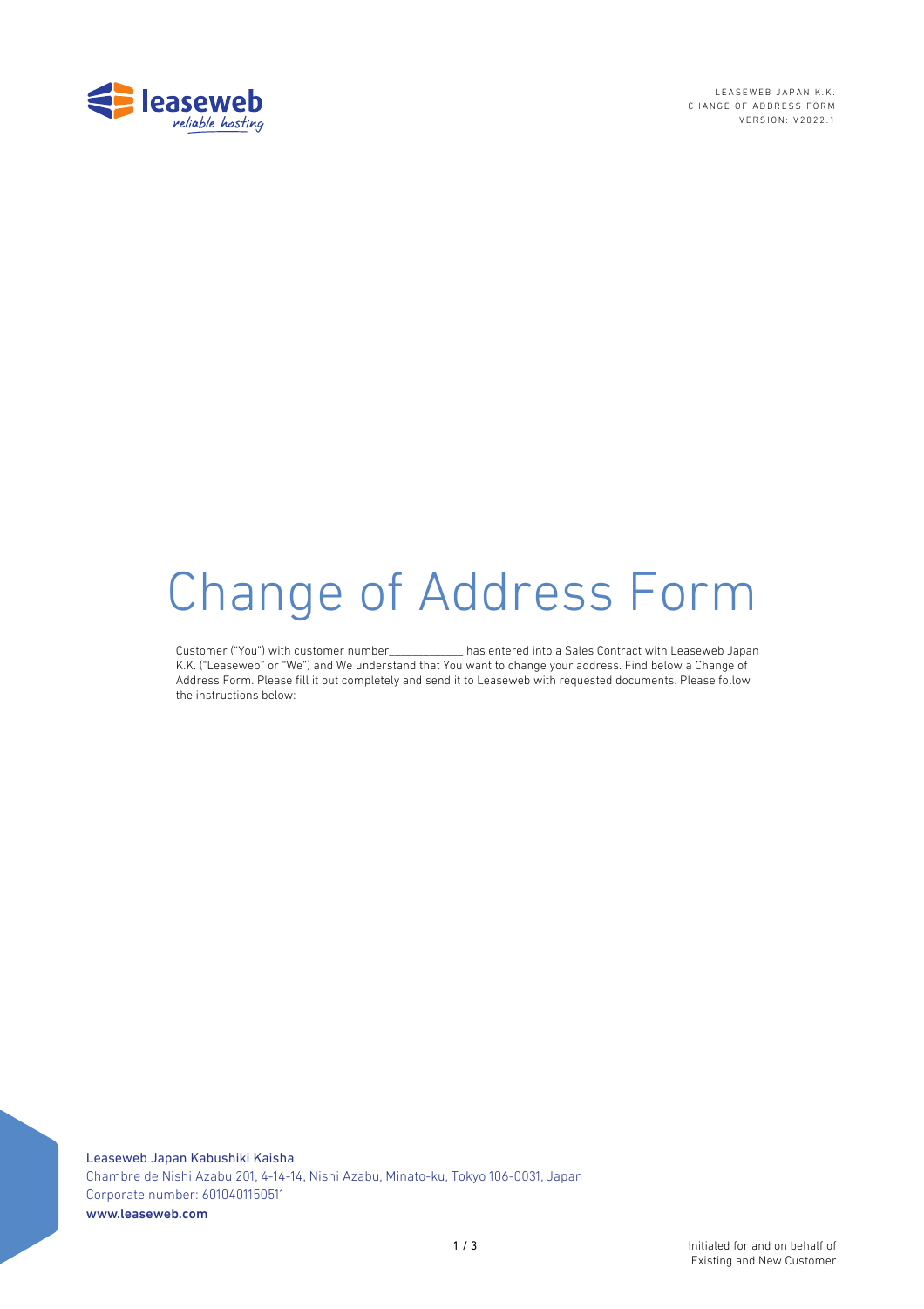# Change of Address Form

Customer ("You") with customer number____________ has entered into a Sales Contract with Leaseweb Japan K.K. ("Leaseweb" or "We") and We understand that You want to change your address. Find below a Change of Address Form. Please fill it out completely and send it to Leaseweb with requested documents. Please follow the instructions below:

Leaseweb Japan Kabushiki Kaisha
Chambre de Nishi Azabu 201, 4-14-14, Nishi Azabu, Minato-ku, Tokyo 106-0031, Japan
Corporate number: 6010401150511
www.leaseweb.com

Initialed for and on behalf of Existing and New Customer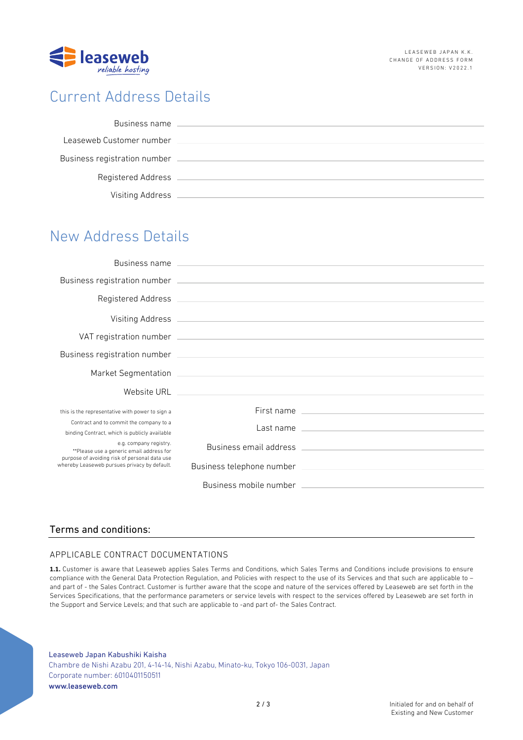# Current Address Details

Business name \_\_\_\_\_\_\_\_\_\_\_\_\_\_\_\_\_\_\_\_\_\_\_\_\_\_\_\_\_\_

Leaseweb Customer number \_\_\_\_\_\_\_\_\_\_\_\_\_\_\_\_\_\_\_\_\_\_\_\_\_\_\_\_\_\_

Business registration number \_\_\_\_\_\_\_\_\_\_\_\_\_\_\_\_\_\_\_\_\_\_\_\_\_\_\_\_\_\_

Registered Address \_\_\_\_\_\_\_\_\_\_\_\_\_\_\_\_\_\_\_\_\_\_\_\_\_\_\_\_\_\_

Visiting Address \_\_\_\_\_\_\_\_\_\_\_\_\_\_\_\_\_\_\_\_\_\_\_\_\_\_\_\_\_\_

# New Address Details

Business name \_\_\_\_\_\_\_\_\_\_\_\_\_\_\_\_\_\_\_\_\_\_\_\_\_\_\_\_\_\_

Business registration number \_\_\_\_\_\_\_\_\_\_\_\_\_\_\_\_\_\_\_\_\_\_\_\_\_\_\_\_\_\_

Registered Address \_\_\_\_\_\_\_\_\_\_\_\_\_\_\_\_\_\_\_\_\_\_\_\_\_\_\_\_\_\_

Visiting Address \_\_\_\_\_\_\_\_\_\_\_\_\_\_\_\_\_\_\_\_\_\_\_\_\_\_\_\_\_\_

VAT registration number \_\_\_\_\_\_\_\_\_\_\_\_\_\_\_\_\_\_\_\_\_\_\_\_\_\_\_\_\_\_

Business registration number \_\_\_\_\_\_\_\_\_\_\_\_\_\_\_\_\_\_\_\_\_\_\_\_\_\_\_\_\_\_

Market Segmentation \_\_\_\_\_\_\_\_\_\_\_\_\_\_\_\_\_\_\_\_\_\_\_\_\_\_\_\_\_\_

Website URL \_\_\_\_\_\_\_\_\_\_\_\_\_\_\_\_\_\_\_\_\_\_\_\_\_\_\_\_\_\_

this is the representative with power to sign a Contract and to commit the company to a binding Contract, which is publicly available e.g. company registry.
**Please use a generic email address for purpose of avoiding risk of personal data use whereby Leaseweb pursues privacy by default.

First name \_\_\_\_\_\_\_\_\_\_\_\_\_\_\_\_\_\_\_\_\_\_\_\_\_\_\_\_\_\_

Last name \_\_\_\_\_\_\_\_\_\_\_\_\_\_\_\_\_\_\_\_\_\_\_\_\_\_\_\_\_\_

Business email address \_\_\_\_\_\_\_\_\_\_\_\_\_\_\_\_\_\_\_\_\_\_\_\_\_\_\_\_\_\_

Business telephone number \_\_\_\_\_\_\_\_\_\_\_\_\_\_\_\_\_\_\_\_\_\_\_\_\_\_\_\_\_\_

Business mobile number \_\_\_\_\_\_\_\_\_\_\_\_\_\_\_\_\_\_\_\_\_\_\_\_\_\_\_\_\_\_

## Terms and conditions:

### APPLICABLE CONTRACT DOCUMENTATIONS

**1.1.** Customer is aware that Leaseweb applies Sales Terms and Conditions, which Sales Terms and Conditions include provisions to ensure compliance with the General Data Protection Regulation, and Policies with respect to the use of its Services and that such are applicable to – and part of - the Sales Contract. Customer is further aware that the scope and nature of the services offered by Leaseweb are set forth in the Services Specifications, that the performance parameters or service levels with respect to the services offered by Leaseweb are set forth in the Support and Service Levels; and that such are applicable to -and part of- the Sales Contract.

Leaseweb Japan Kabushiki Kaisha
Chambre de Nishi Azabu 201, 4-14-14, Nishi Azabu, Minato-ku, Tokyo 106-0031, Japan
Corporate number: 6010401150511
www.leaseweb.com

Initialed for and on behalf of Existing and New Customer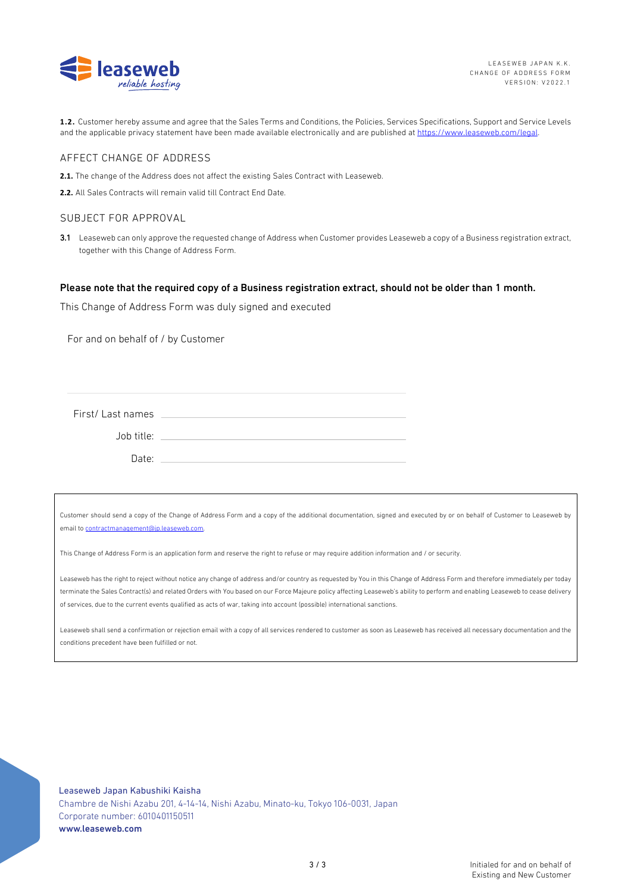**1.2.** Customer hereby assume and agree that the Sales Terms and Conditions, the Policies, Services Specifications, Support and Service Levels and the applicable privacy statement have been made available electronically and are published at https://www.leaseweb.com/legal.

## AFFECT CHANGE OF ADDRESS

**2.1.** The change of the Address does not affect the existing Sales Contract with Leaseweb.

**2.2.** All Sales Contracts will remain valid till Contract End Date.

## SUBJECT FOR APPROVAL

**3.1** Leaseweb can only approve the requested change of Address when Customer provides Leaseweb a copy of a Business registration extract, together with this Change of Address Form.

**Please note that the required copy of a Business registration extract, should not be older than 1 month.**

This Change of Address Form was duly signed and executed

For and on behalf of / by Customer

First/ Last names ______________________________

Job title: ______________________________

Date: ______________________________

Customer should send a copy of the Change of Address Form and a copy of the additional documentation, signed and executed by or on behalf of Customer to Leaseweb by email to contractmanagement@jp.leaseweb.com.

This Change of Address Form is an application form and reserve the right to refuse or may require addition information and / or security.

Leaseweb has the right to reject without notice any change of address and/or country as requested by You in this Change of Address Form and therefore immediately per today terminate the Sales Contract(s) and related Orders with You based on our Force Majeure policy affecting Leaseweb's ability to perform and enabling Leaseweb to cease delivery of services, due to the current events qualified as acts of war, taking into account (possible) international sanctions.

Leaseweb shall send a confirmation or rejection email with a copy of all services rendered to customer as soon as Leaseweb has received all necessary documentation and the conditions precedent have been fulfilled or not.

Leaseweb Japan Kabushiki Kaisha
Chambre de Nishi Azabu 201, 4-14-14, Nishi Azabu, Minato-ku, Tokyo 106-0031, Japan
Corporate number: 6010401150511
www.leaseweb.com

Initialed for and on behalf of
Existing and New Customer